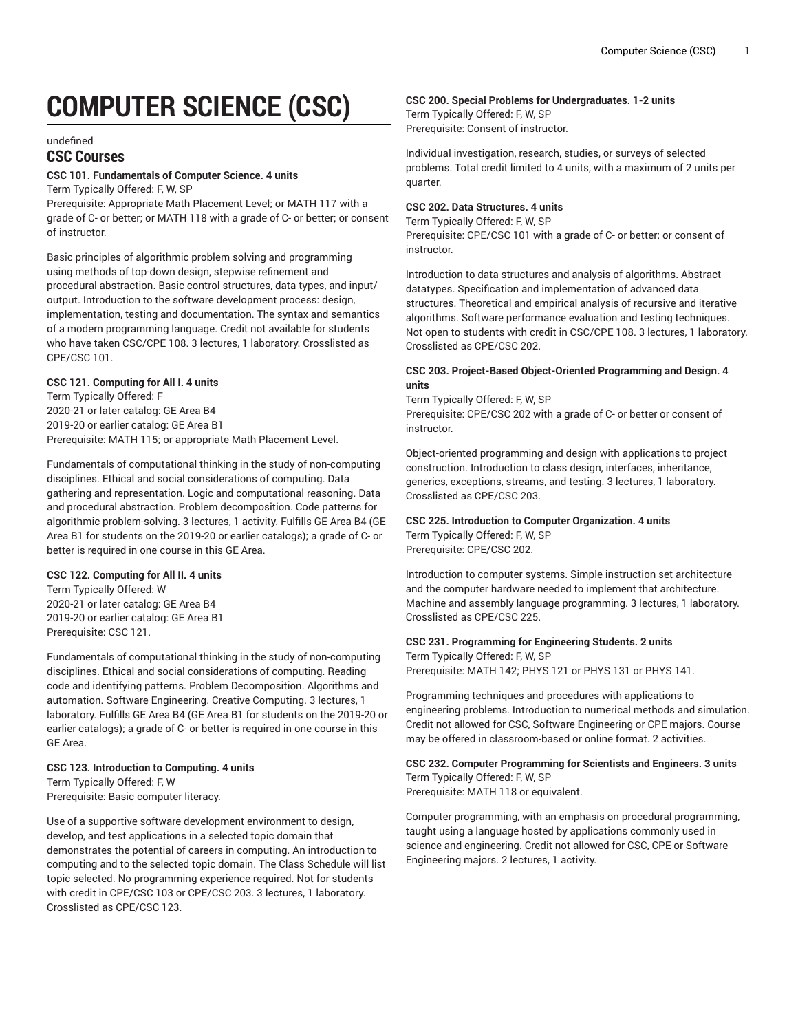# COMPUTER SCIENCE (CSC)

undefined

## CSC Courses

**CSC 101. Fundamentals of Computer Science. 4 units**

Term Typically Offered: F, W, SP

Prerequisite: Appropriate Math Placement Level; or MATH 117 with a grade of C- or better; or MATH 118 with a grade of C- or better; or consent of instructor.

Basic principles of algorithmic problem solving and programming using methods of top-down design, stepwise refinement and procedural abstraction. Basic control structures, data types, and input/output. Introduction to the software development process: design, implementation, testing and documentation. The syntax and semantics of a modern programming language. Credit not available for students who have taken CSC/CPE 108. 3 lectures, 1 laboratory. Crosslisted as CPE/CSC 101.

**CSC 121. Computing for All I. 4 units**

Term Typically Offered: F

2020-21 or later catalog: GE Area B4

2019-20 or earlier catalog: GE Area B1

Prerequisite: MATH 115; or appropriate Math Placement Level.

Fundamentals of computational thinking in the study of non-computing disciplines. Ethical and social considerations of computing. Data gathering and representation. Logic and computational reasoning. Data and procedural abstraction. Problem decomposition. Code patterns for algorithmic problem-solving. 3 lectures, 1 activity. Fulfills GE Area B4 (GE Area B1 for students on the 2019-20 or earlier catalogs); a grade of C- or better is required in one course in this GE Area.

**CSC 122. Computing for All II. 4 units**

Term Typically Offered: W

2020-21 or later catalog: GE Area B4

2019-20 or earlier catalog: GE Area B1

Prerequisite: CSC 121.

Fundamentals of computational thinking in the study of non-computing disciplines. Ethical and social considerations of computing. Reading code and identifying patterns. Problem Decomposition. Algorithms and automation. Software Engineering. Creative Computing. 3 lectures, 1 laboratory. Fulfills GE Area B4 (GE Area B1 for students on the 2019-20 or earlier catalogs); a grade of C- or better is required in one course in this GE Area.

**CSC 123. Introduction to Computing. 4 units**

Term Typically Offered: F, W

Prerequisite: Basic computer literacy.

Use of a supportive software development environment to design, develop, and test applications in a selected topic domain that demonstrates the potential of careers in computing. An introduction to computing and to the selected topic domain. The Class Schedule will list topic selected. No programming experience required. Not for students with credit in CPE/CSC 103 or CPE/CSC 203. 3 lectures, 1 laboratory. Crosslisted as CPE/CSC 123.

**CSC 200. Special Problems for Undergraduates. 1-2 units**

Term Typically Offered: F, W, SP

Prerequisite: Consent of instructor.

Individual investigation, research, studies, or surveys of selected problems. Total credit limited to 4 units, with a maximum of 2 units per quarter.

**CSC 202. Data Structures. 4 units**

Term Typically Offered: F, W, SP

Prerequisite: CPE/CSC 101 with a grade of C- or better; or consent of instructor.

Introduction to data structures and analysis of algorithms. Abstract datatypes. Specification and implementation of advanced data structures. Theoretical and empirical analysis of recursive and iterative algorithms. Software performance evaluation and testing techniques. Not open to students with credit in CSC/CPE 108. 3 lectures, 1 laboratory. Crosslisted as CPE/CSC 202.

**CSC 203. Project-Based Object-Oriented Programming and Design. 4 units**

Term Typically Offered: F, W, SP

Prerequisite: CPE/CSC 202 with a grade of C- or better or consent of instructor.

Object-oriented programming and design with applications to project construction. Introduction to class design, interfaces, inheritance, generics, exceptions, streams, and testing. 3 lectures, 1 laboratory. Crosslisted as CPE/CSC 203.

**CSC 225. Introduction to Computer Organization. 4 units**

Term Typically Offered: F, W, SP

Prerequisite: CPE/CSC 202.

Introduction to computer systems. Simple instruction set architecture and the computer hardware needed to implement that architecture. Machine and assembly language programming. 3 lectures, 1 laboratory. Crosslisted as CPE/CSC 225.

**CSC 231. Programming for Engineering Students. 2 units**

Term Typically Offered: F, W, SP

Prerequisite: MATH 142; PHYS 121 or PHYS 131 or PHYS 141.

Programming techniques and procedures with applications to engineering problems. Introduction to numerical methods and simulation. Credit not allowed for CSC, Software Engineering or CPE majors. Course may be offered in classroom-based or online format. 2 activities.

**CSC 232. Computer Programming for Scientists and Engineers. 3 units**

Term Typically Offered: F, W, SP

Prerequisite: MATH 118 or equivalent.

Computer programming, with an emphasis on procedural programming, taught using a language hosted by applications commonly used in science and engineering. Credit not allowed for CSC, CPE or Software Engineering majors. 2 lectures, 1 activity.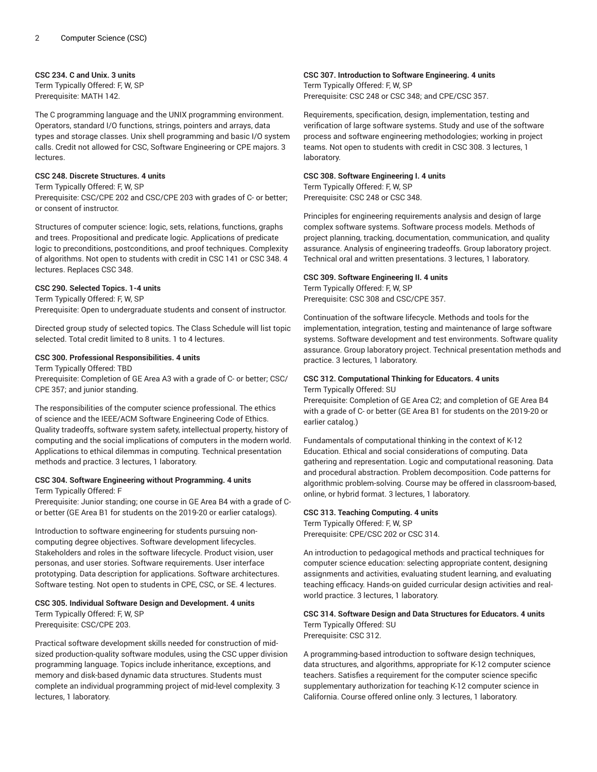**CSC 234. C and Unix. 3 units**
Term Typically Offered: F, W, SP
Prerequisite: MATH 142.

The C programming language and the UNIX programming environment. Operators, standard I/O functions, strings, pointers and arrays, data types and storage classes. Unix shell programming and basic I/O system calls. Credit not allowed for CSC, Software Engineering or CPE majors. 3 lectures.

**CSC 248. Discrete Structures. 4 units**
Term Typically Offered: F, W, SP
Prerequisite: CSC/CPE 202 and CSC/CPE 203 with grades of C- or better; or consent of instructor.

Structures of computer science: logic, sets, relations, functions, graphs and trees. Propositional and predicate logic. Applications of predicate logic to preconditions, postconditions, and proof techniques. Complexity of algorithms. Not open to students with credit in CSC 141 or CSC 348. 4 lectures. Replaces CSC 348.

**CSC 290. Selected Topics. 1-4 units**
Term Typically Offered: F, W, SP
Prerequisite: Open to undergraduate students and consent of instructor.

Directed group study of selected topics. The Class Schedule will list topic selected. Total credit limited to 8 units. 1 to 4 lectures.

**CSC 300. Professional Responsibilities. 4 units**
Term Typically Offered: TBD
Prerequisite: Completion of GE Area A3 with a grade of C- or better; CSC/CPE 357; and junior standing.

The responsibilities of the computer science professional. The ethics of science and the IEEE/ACM Software Engineering Code of Ethics. Quality tradeoffs, software system safety, intellectual property, history of computing and the social implications of computers in the modern world. Applications to ethical dilemmas in computing. Technical presentation methods and practice. 3 lectures, 1 laboratory.

**CSC 304. Software Engineering without Programming. 4 units**
Term Typically Offered: F
Prerequisite: Junior standing; one course in GE Area B4 with a grade of C- or better (GE Area B1 for students on the 2019-20 or earlier catalogs).

Introduction to software engineering for students pursuing non-computing degree objectives. Software development lifecycles. Stakeholders and roles in the software lifecycle. Product vision, user personas, and user stories. Software requirements. User interface prototyping. Data description for applications. Software architectures. Software testing. Not open to students in CPE, CSC, or SE. 4 lectures.

**CSC 305. Individual Software Design and Development. 4 units**
Term Typically Offered: F, W, SP
Prerequisite: CSC/CPE 203.

Practical software development skills needed for construction of mid-sized production-quality software modules, using the CSC upper division programming language. Topics include inheritance, exceptions, and memory and disk-based dynamic data structures. Students must complete an individual programming project of mid-level complexity. 3 lectures, 1 laboratory.

**CSC 307. Introduction to Software Engineering. 4 units**
Term Typically Offered: F, W, SP
Prerequisite: CSC 248 or CSC 348; and CPE/CSC 357.

Requirements, specification, design, implementation, testing and verification of large software systems. Study and use of the software process and software engineering methodologies; working in project teams. Not open to students with credit in CSC 308. 3 lectures, 1 laboratory.

**CSC 308. Software Engineering I. 4 units**
Term Typically Offered: F, W, SP
Prerequisite: CSC 248 or CSC 348.

Principles for engineering requirements analysis and design of large complex software systems. Software process models. Methods of project planning, tracking, documentation, communication, and quality assurance. Analysis of engineering tradeoffs. Group laboratory project. Technical oral and written presentations. 3 lectures, 1 laboratory.

**CSC 309. Software Engineering II. 4 units**
Term Typically Offered: F, W, SP
Prerequisite: CSC 308 and CSC/CPE 357.

Continuation of the software lifecycle. Methods and tools for the implementation, integration, testing and maintenance of large software systems. Software development and test environments. Software quality assurance. Group laboratory project. Technical presentation methods and practice. 3 lectures, 1 laboratory.

**CSC 312. Computational Thinking for Educators. 4 units**
Term Typically Offered: SU
Prerequisite: Completion of GE Area C2; and completion of GE Area B4 with a grade of C- or better (GE Area B1 for students on the 2019-20 or earlier catalog.)

Fundamentals of computational thinking in the context of K-12 Education. Ethical and social considerations of computing. Data gathering and representation. Logic and computational reasoning. Data and procedural abstraction. Problem decomposition. Code patterns for algorithmic problem-solving. Course may be offered in classroom-based, online, or hybrid format. 3 lectures, 1 laboratory.

**CSC 313. Teaching Computing. 4 units**
Term Typically Offered: F, W, SP
Prerequisite: CPE/CSC 202 or CSC 314.

An introduction to pedagogical methods and practical techniques for computer science education: selecting appropriate content, designing assignments and activities, evaluating student learning, and evaluating teaching efficacy. Hands-on guided curricular design activities and real-world practice. 3 lectures, 1 laboratory.

**CSC 314. Software Design and Data Structures for Educators. 4 units**
Term Typically Offered: SU
Prerequisite: CSC 312.

A programming-based introduction to software design techniques, data structures, and algorithms, appropriate for K-12 computer science teachers. Satisfies a requirement for the computer science specific supplementary authorization for teaching K-12 computer science in California. Course offered online only. 3 lectures, 1 laboratory.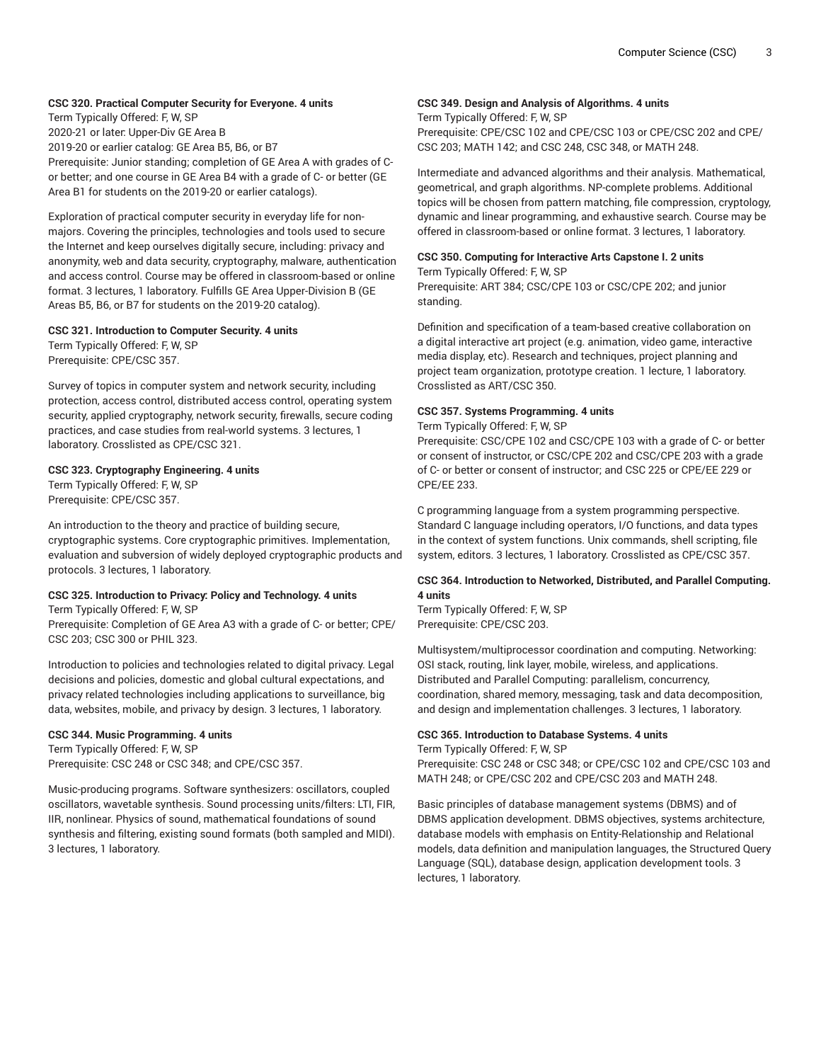**CSC 320. Practical Computer Security for Everyone. 4 units**

Term Typically Offered: F, W, SP
2020-21 or later: Upper-Div GE Area B
2019-20 or earlier catalog: GE Area B5, B6, or B7
Prerequisite: Junior standing; completion of GE Area A with grades of C- or better; and one course in GE Area B4 with a grade of C- or better (GE Area B1 for students on the 2019-20 or earlier catalogs).

Exploration of practical computer security in everyday life for non-majors. Covering the principles, technologies and tools used to secure the Internet and keep ourselves digitally secure, including: privacy and anonymity, web and data security, cryptography, malware, authentication and access control. Course may be offered in classroom-based or online format. 3 lectures, 1 laboratory. Fulfills GE Area Upper-Division B (GE Areas B5, B6, or B7 for students on the 2019-20 catalog).

**CSC 321. Introduction to Computer Security. 4 units**

Term Typically Offered: F, W, SP
Prerequisite: CPE/CSC 357.

Survey of topics in computer system and network security, including protection, access control, distributed access control, operating system security, applied cryptography, network security, firewalls, secure coding practices, and case studies from real-world systems. 3 lectures, 1 laboratory. Crosslisted as CPE/CSC 321.

**CSC 323. Cryptography Engineering. 4 units**

Term Typically Offered: F, W, SP
Prerequisite: CPE/CSC 357.

An introduction to the theory and practice of building secure, cryptographic systems. Core cryptographic primitives. Implementation, evaluation and subversion of widely deployed cryptographic products and protocols. 3 lectures, 1 laboratory.

**CSC 325. Introduction to Privacy: Policy and Technology. 4 units**

Term Typically Offered: F, W, SP
Prerequisite: Completion of GE Area A3 with a grade of C- or better; CPE/CSC 203; CSC 300 or PHIL 323.

Introduction to policies and technologies related to digital privacy. Legal decisions and policies, domestic and global cultural expectations, and privacy related technologies including applications to surveillance, big data, websites, mobile, and privacy by design. 3 lectures, 1 laboratory.

**CSC 344. Music Programming. 4 units**

Term Typically Offered: F, W, SP
Prerequisite: CSC 248 or CSC 348; and CPE/CSC 357.

Music-producing programs. Software synthesizers: oscillators, coupled oscillators, wavetable synthesis. Sound processing units/filters: LTI, FIR, IIR, nonlinear. Physics of sound, mathematical foundations of sound synthesis and filtering, existing sound formats (both sampled and MIDI). 3 lectures, 1 laboratory.

**CSC 349. Design and Analysis of Algorithms. 4 units**

Term Typically Offered: F, W, SP
Prerequisite: CPE/CSC 102 and CPE/CSC 103 or CPE/CSC 202 and CPE/CSC 203; MATH 142; and CSC 248, CSC 348, or MATH 248.

Intermediate and advanced algorithms and their analysis. Mathematical, geometrical, and graph algorithms. NP-complete problems. Additional topics will be chosen from pattern matching, file compression, cryptology, dynamic and linear programming, and exhaustive search. Course may be offered in classroom-based or online format. 3 lectures, 1 laboratory.

**CSC 350. Computing for Interactive Arts Capstone I. 2 units**

Term Typically Offered: F, W, SP
Prerequisite: ART 384; CSC/CPE 103 or CSC/CPE 202; and junior standing.

Definition and specification of a team-based creative collaboration on a digital interactive art project (e.g. animation, video game, interactive media display, etc). Research and techniques, project planning and project team organization, prototype creation. 1 lecture, 1 laboratory. Crosslisted as ART/CSC 350.

**CSC 357. Systems Programming. 4 units**

Term Typically Offered: F, W, SP
Prerequisite: CSC/CPE 102 and CSC/CPE 103 with a grade of C- or better or consent of instructor, or CSC/CPE 202 and CSC/CPE 203 with a grade of C- or better or consent of instructor; and CSC 225 or CPE/EE 229 or CPE/EE 233.

C programming language from a system programming perspective. Standard C language including operators, I/O functions, and data types in the context of system functions. Unix commands, shell scripting, file system, editors. 3 lectures, 1 laboratory. Crosslisted as CPE/CSC 357.

**CSC 364. Introduction to Networked, Distributed, and Parallel Computing. 4 units**

Term Typically Offered: F, W, SP
Prerequisite: CPE/CSC 203.

Multisystem/multiprocessor coordination and computing. Networking: OSI stack, routing, link layer, mobile, wireless, and applications. Distributed and Parallel Computing: parallelism, concurrency, coordination, shared memory, messaging, task and data decomposition, and design and implementation challenges. 3 lectures, 1 laboratory.

**CSC 365. Introduction to Database Systems. 4 units**

Term Typically Offered: F, W, SP
Prerequisite: CSC 248 or CSC 348; or CPE/CSC 102 and CPE/CSC 103 and MATH 248; or CPE/CSC 202 and CPE/CSC 203 and MATH 248.

Basic principles of database management systems (DBMS) and of DBMS application development. DBMS objectives, systems architecture, database models with emphasis on Entity-Relationship and Relational models, data definition and manipulation languages, the Structured Query Language (SQL), database design, application development tools. 3 lectures, 1 laboratory.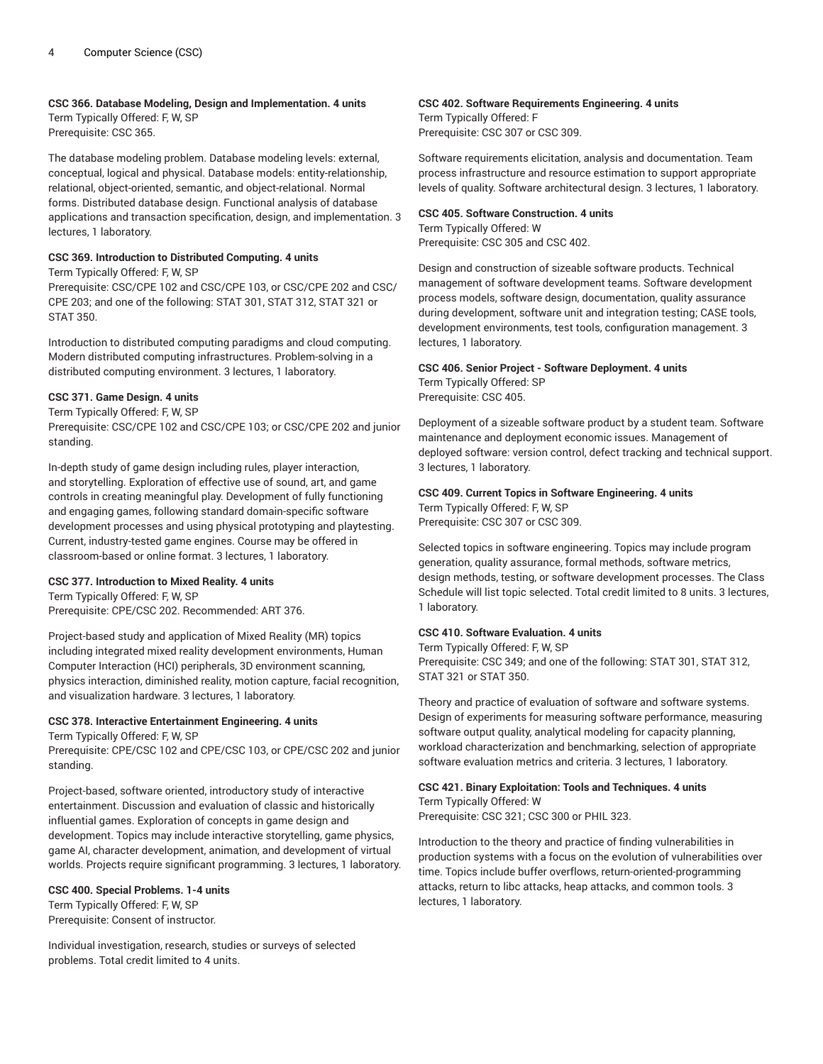**CSC 366. Database Modeling, Design and Implementation. 4 units**
Term Typically Offered: F, W, SP
Prerequisite: CSC 365.

The database modeling problem. Database modeling levels: external, conceptual, logical and physical. Database models: entity-relationship, relational, object-oriented, semantic, and object-relational. Normal forms. Distributed database design. Functional analysis of database applications and transaction specification, design, and implementation. 3 lectures, 1 laboratory.

**CSC 369. Introduction to Distributed Computing. 4 units**
Term Typically Offered: F, W, SP
Prerequisite: CSC/CPE 102 and CSC/CPE 103, or CSC/CPE 202 and CSC/CPE 203; and one of the following: STAT 301, STAT 312, STAT 321 or STAT 350.

Introduction to distributed computing paradigms and cloud computing. Modern distributed computing infrastructures. Problem-solving in a distributed computing environment. 3 lectures, 1 laboratory.

**CSC 371. Game Design. 4 units**
Term Typically Offered: F, W, SP
Prerequisite: CSC/CPE 102 and CSC/CPE 103; or CSC/CPE 202 and junior standing.

In-depth study of game design including rules, player interaction, and storytelling. Exploration of effective use of sound, art, and game controls in creating meaningful play. Development of fully functioning and engaging games, following standard domain-specific software development processes and using physical prototyping and playtesting. Current, industry-tested game engines. Course may be offered in classroom-based or online format. 3 lectures, 1 laboratory.

**CSC 377. Introduction to Mixed Reality. 4 units**
Term Typically Offered: F, W, SP
Prerequisite: CPE/CSC 202. Recommended: ART 376.

Project-based study and application of Mixed Reality (MR) topics including integrated mixed reality development environments, Human Computer Interaction (HCI) peripherals, 3D environment scanning, physics interaction, diminished reality, motion capture, facial recognition, and visualization hardware. 3 lectures, 1 laboratory.

**CSC 378. Interactive Entertainment Engineering. 4 units**
Term Typically Offered: F, W, SP
Prerequisite: CPE/CSC 102 and CPE/CSC 103, or CPE/CSC 202 and junior standing.

Project-based, software oriented, introductory study of interactive entertainment. Discussion and evaluation of classic and historically influential games. Exploration of concepts in game design and development. Topics may include interactive storytelling, game physics, game AI, character development, animation, and development of virtual worlds. Projects require significant programming. 3 lectures, 1 laboratory.

**CSC 400. Special Problems. 1-4 units**
Term Typically Offered: F, W, SP
Prerequisite: Consent of instructor.

Individual investigation, research, studies or surveys of selected problems. Total credit limited to 4 units.

**CSC 402. Software Requirements Engineering. 4 units**
Term Typically Offered: F
Prerequisite: CSC 307 or CSC 309.

Software requirements elicitation, analysis and documentation. Team process infrastructure and resource estimation to support appropriate levels of quality. Software architectural design. 3 lectures, 1 laboratory.

**CSC 405. Software Construction. 4 units**
Term Typically Offered: W
Prerequisite: CSC 305 and CSC 402.

Design and construction of sizeable software products. Technical management of software development teams. Software development process models, software design, documentation, quality assurance during development, software unit and integration testing; CASE tools, development environments, test tools, configuration management. 3 lectures, 1 laboratory.

**CSC 406. Senior Project - Software Deployment. 4 units**
Term Typically Offered: SP
Prerequisite: CSC 405.

Deployment of a sizeable software product by a student team. Software maintenance and deployment economic issues. Management of deployed software: version control, defect tracking and technical support. 3 lectures, 1 laboratory.

**CSC 409. Current Topics in Software Engineering. 4 units**
Term Typically Offered: F, W, SP
Prerequisite: CSC 307 or CSC 309.

Selected topics in software engineering. Topics may include program generation, quality assurance, formal methods, software metrics, design methods, testing, or software development processes. The Class Schedule will list topic selected. Total credit limited to 8 units. 3 lectures, 1 laboratory.

**CSC 410. Software Evaluation. 4 units**
Term Typically Offered: F, W, SP
Prerequisite: CSC 349; and one of the following: STAT 301, STAT 312, STAT 321 or STAT 350.

Theory and practice of evaluation of software and software systems. Design of experiments for measuring software performance, measuring software output quality, analytical modeling for capacity planning, workload characterization and benchmarking, selection of appropriate software evaluation metrics and criteria. 3 lectures, 1 laboratory.

**CSC 421. Binary Exploitation: Tools and Techniques. 4 units**
Term Typically Offered: W
Prerequisite: CSC 321; CSC 300 or PHIL 323.

Introduction to the theory and practice of finding vulnerabilities in production systems with a focus on the evolution of vulnerabilities over time. Topics include buffer overflows, return-oriented-programming attacks, return to libc attacks, heap attacks, and common tools. 3 lectures, 1 laboratory.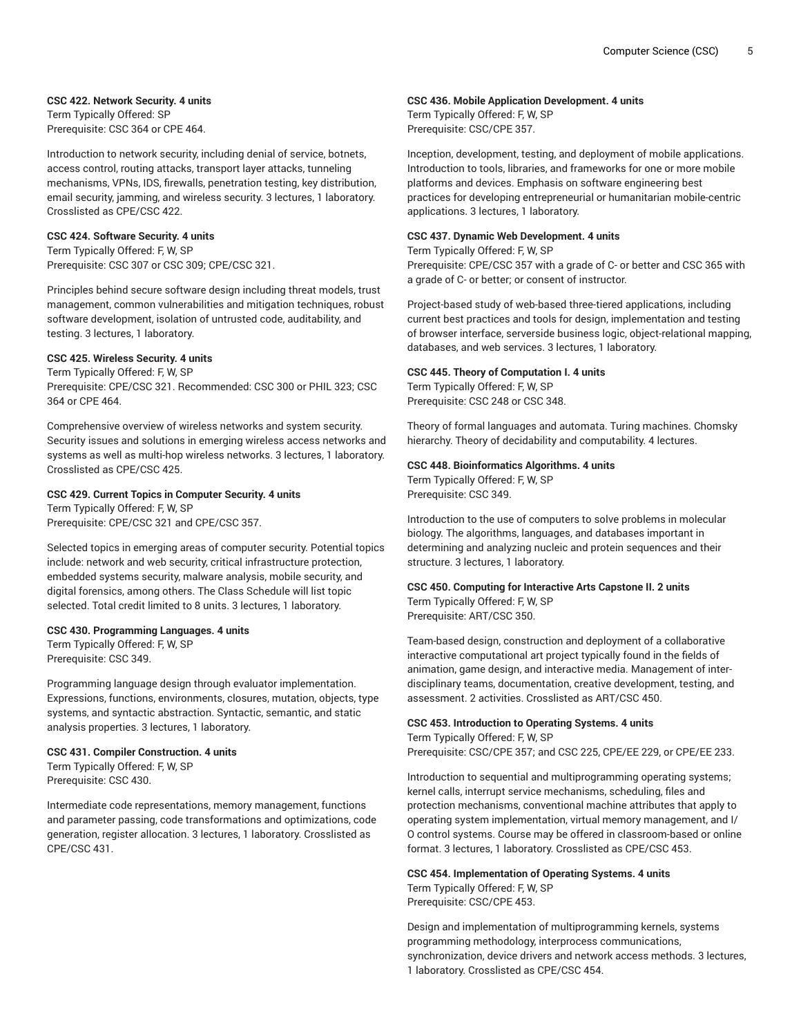**CSC 422. Network Security. 4 units**
Term Typically Offered: SP
Prerequisite: CSC 364 or CPE 464.

Introduction to network security, including denial of service, botnets, access control, routing attacks, transport layer attacks, tunneling mechanisms, VPNs, IDS, firewalls, penetration testing, key distribution, email security, jamming, and wireless security. 3 lectures, 1 laboratory. Crosslisted as CPE/CSC 422.

**CSC 424. Software Security. 4 units**
Term Typically Offered: F, W, SP
Prerequisite: CSC 307 or CSC 309; CPE/CSC 321.

Principles behind secure software design including threat models, trust management, common vulnerabilities and mitigation techniques, robust software development, isolation of untrusted code, auditability, and testing. 3 lectures, 1 laboratory.

**CSC 425. Wireless Security. 4 units**
Term Typically Offered: F, W, SP
Prerequisite: CPE/CSC 321. Recommended: CSC 300 or PHIL 323; CSC 364 or CPE 464.

Comprehensive overview of wireless networks and system security. Security issues and solutions in emerging wireless access networks and systems as well as multi-hop wireless networks. 3 lectures, 1 laboratory. Crosslisted as CPE/CSC 425.

**CSC 429. Current Topics in Computer Security. 4 units**
Term Typically Offered: F, W, SP
Prerequisite: CPE/CSC 321 and CPE/CSC 357.

Selected topics in emerging areas of computer security. Potential topics include: network and web security, critical infrastructure protection, embedded systems security, malware analysis, mobile security, and digital forensics, among others. The Class Schedule will list topic selected. Total credit limited to 8 units. 3 lectures, 1 laboratory.

**CSC 430. Programming Languages. 4 units**
Term Typically Offered: F, W, SP
Prerequisite: CSC 349.

Programming language design through evaluator implementation. Expressions, functions, environments, closures, mutation, objects, type systems, and syntactic abstraction. Syntactic, semantic, and static analysis properties. 3 lectures, 1 laboratory.

**CSC 431. Compiler Construction. 4 units**
Term Typically Offered: F, W, SP
Prerequisite: CSC 430.

Intermediate code representations, memory management, functions and parameter passing, code transformations and optimizations, code generation, register allocation. 3 lectures, 1 laboratory. Crosslisted as CPE/CSC 431.

**CSC 436. Mobile Application Development. 4 units**
Term Typically Offered: F, W, SP
Prerequisite: CSC/CPE 357.

Inception, development, testing, and deployment of mobile applications. Introduction to tools, libraries, and frameworks for one or more mobile platforms and devices. Emphasis on software engineering best practices for developing entrepreneurial or humanitarian mobile-centric applications. 3 lectures, 1 laboratory.

**CSC 437. Dynamic Web Development. 4 units**
Term Typically Offered: F, W, SP
Prerequisite: CPE/CSC 357 with a grade of C- or better and CSC 365 with a grade of C- or better; or consent of instructor.

Project-based study of web-based three-tiered applications, including current best practices and tools for design, implementation and testing of browser interface, serverside business logic, object-relational mapping, databases, and web services. 3 lectures, 1 laboratory.

**CSC 445. Theory of Computation I. 4 units**
Term Typically Offered: F, W, SP
Prerequisite: CSC 248 or CSC 348.

Theory of formal languages and automata. Turing machines. Chomsky hierarchy. Theory of decidability and computability. 4 lectures.

**CSC 448. Bioinformatics Algorithms. 4 units**
Term Typically Offered: F, W, SP
Prerequisite: CSC 349.

Introduction to the use of computers to solve problems in molecular biology. The algorithms, languages, and databases important in determining and analyzing nucleic and protein sequences and their structure. 3 lectures, 1 laboratory.

**CSC 450. Computing for Interactive Arts Capstone II. 2 units**
Term Typically Offered: F, W, SP
Prerequisite: ART/CSC 350.

Team-based design, construction and deployment of a collaborative interactive computational art project typically found in the fields of animation, game design, and interactive media. Management of inter-disciplinary teams, documentation, creative development, testing, and assessment. 2 activities. Crosslisted as ART/CSC 450.

**CSC 453. Introduction to Operating Systems. 4 units**
Term Typically Offered: F, W, SP
Prerequisite: CSC/CPE 357; and CSC 225, CPE/EE 229, or CPE/EE 233.

Introduction to sequential and multiprogramming operating systems; kernel calls, interrupt service mechanisms, scheduling, files and protection mechanisms, conventional machine attributes that apply to operating system implementation, virtual memory management, and I/O control systems. Course may be offered in classroom-based or online format. 3 lectures, 1 laboratory. Crosslisted as CPE/CSC 453.

**CSC 454. Implementation of Operating Systems. 4 units**
Term Typically Offered: F, W, SP
Prerequisite: CSC/CPE 453.

Design and implementation of multiprogramming kernels, systems programming methodology, interprocess communications, synchronization, device drivers and network access methods. 3 lectures, 1 laboratory. Crosslisted as CPE/CSC 454.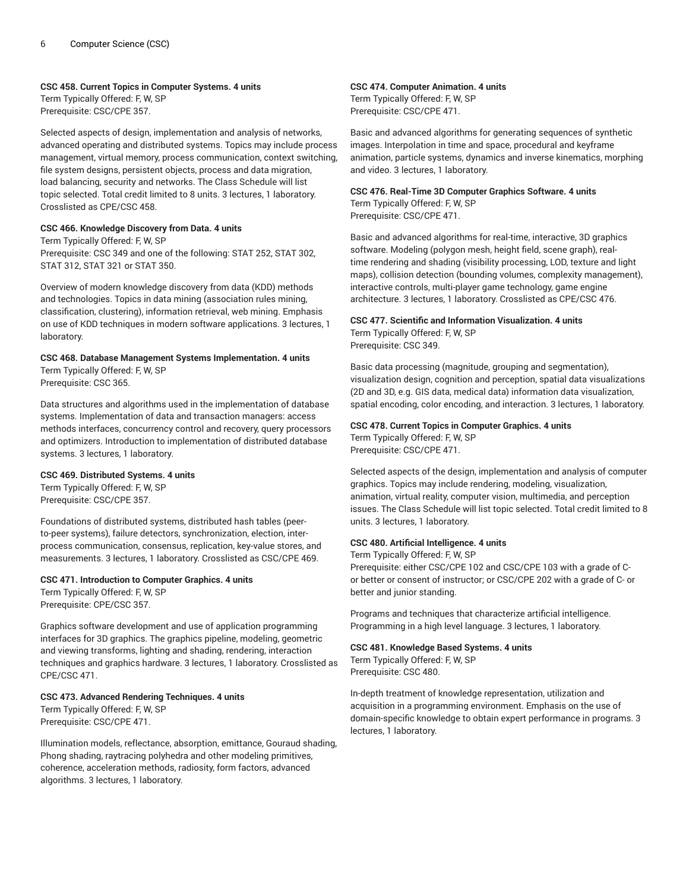**CSC 458. Current Topics in Computer Systems. 4 units**
Term Typically Offered: F, W, SP
Prerequisite: CSC/CPE 357.

Selected aspects of design, implementation and analysis of networks, advanced operating and distributed systems. Topics may include process management, virtual memory, process communication, context switching, file system designs, persistent objects, process and data migration, load balancing, security and networks. The Class Schedule will list topic selected. Total credit limited to 8 units. 3 lectures, 1 laboratory. Crosslisted as CPE/CSC 458.

**CSC 466. Knowledge Discovery from Data. 4 units**
Term Typically Offered: F, W, SP
Prerequisite: CSC 349 and one of the following: STAT 252, STAT 302, STAT 312, STAT 321 or STAT 350.

Overview of modern knowledge discovery from data (KDD) methods and technologies. Topics in data mining (association rules mining, classification, clustering), information retrieval, web mining. Emphasis on use of KDD techniques in modern software applications. 3 lectures, 1 laboratory.

**CSC 468. Database Management Systems Implementation. 4 units**
Term Typically Offered: F, W, SP
Prerequisite: CSC 365.

Data structures and algorithms used in the implementation of database systems. Implementation of data and transaction managers: access methods interfaces, concurrency control and recovery, query processors and optimizers. Introduction to implementation of distributed database systems. 3 lectures, 1 laboratory.

**CSC 469. Distributed Systems. 4 units**
Term Typically Offered: F, W, SP
Prerequisite: CSC/CPE 357.

Foundations of distributed systems, distributed hash tables (peer-to-peer systems), failure detectors, synchronization, election, inter-process communication, consensus, replication, key-value stores, and measurements. 3 lectures, 1 laboratory. Crosslisted as CSC/CPE 469.

**CSC 471. Introduction to Computer Graphics. 4 units**
Term Typically Offered: F, W, SP
Prerequisite: CPE/CSC 357.

Graphics software development and use of application programming interfaces for 3D graphics. The graphics pipeline, modeling, geometric and viewing transforms, lighting and shading, rendering, interaction techniques and graphics hardware. 3 lectures, 1 laboratory. Crosslisted as CPE/CSC 471.

**CSC 473. Advanced Rendering Techniques. 4 units**
Term Typically Offered: F, W, SP
Prerequisite: CSC/CPE 471.

Illumination models, reflectance, absorption, emittance, Gouraud shading, Phong shading, raytracing polyhedra and other modeling primitives, coherence, acceleration methods, radiosity, form factors, advanced algorithms. 3 lectures, 1 laboratory.

**CSC 474. Computer Animation. 4 units**
Term Typically Offered: F, W, SP
Prerequisite: CSC/CPE 471.

Basic and advanced algorithms for generating sequences of synthetic images. Interpolation in time and space, procedural and keyframe animation, particle systems, dynamics and inverse kinematics, morphing and video. 3 lectures, 1 laboratory.

**CSC 476. Real-Time 3D Computer Graphics Software. 4 units**
Term Typically Offered: F, W, SP
Prerequisite: CSC/CPE 471.

Basic and advanced algorithms for real-time, interactive, 3D graphics software. Modeling (polygon mesh, height field, scene graph), real-time rendering and shading (visibility processing, LOD, texture and light maps), collision detection (bounding volumes, complexity management), interactive controls, multi-player game technology, game engine architecture. 3 lectures, 1 laboratory. Crosslisted as CPE/CSC 476.

**CSC 477. Scientific and Information Visualization. 4 units**
Term Typically Offered: F, W, SP
Prerequisite: CSC 349.

Basic data processing (magnitude, grouping and segmentation), visualization design, cognition and perception, spatial data visualizations (2D and 3D, e.g. GIS data, medical data) information data visualization, spatial encoding, color encoding, and interaction. 3 lectures, 1 laboratory.

**CSC 478. Current Topics in Computer Graphics. 4 units**
Term Typically Offered: F, W, SP
Prerequisite: CSC/CPE 471.

Selected aspects of the design, implementation and analysis of computer graphics. Topics may include rendering, modeling, visualization, animation, virtual reality, computer vision, multimedia, and perception issues. The Class Schedule will list topic selected. Total credit limited to 8 units. 3 lectures, 1 laboratory.

**CSC 480. Artificial Intelligence. 4 units**
Term Typically Offered: F, W, SP
Prerequisite: either CSC/CPE 102 and CSC/CPE 103 with a grade of C- or better or consent of instructor; or CSC/CPE 202 with a grade of C- or better and junior standing.

Programs and techniques that characterize artificial intelligence. Programming in a high level language. 3 lectures, 1 laboratory.

**CSC 481. Knowledge Based Systems. 4 units**
Term Typically Offered: F, W, SP
Prerequisite: CSC 480.

In-depth treatment of knowledge representation, utilization and acquisition in a programming environment. Emphasis on the use of domain-specific knowledge to obtain expert performance in programs. 3 lectures, 1 laboratory.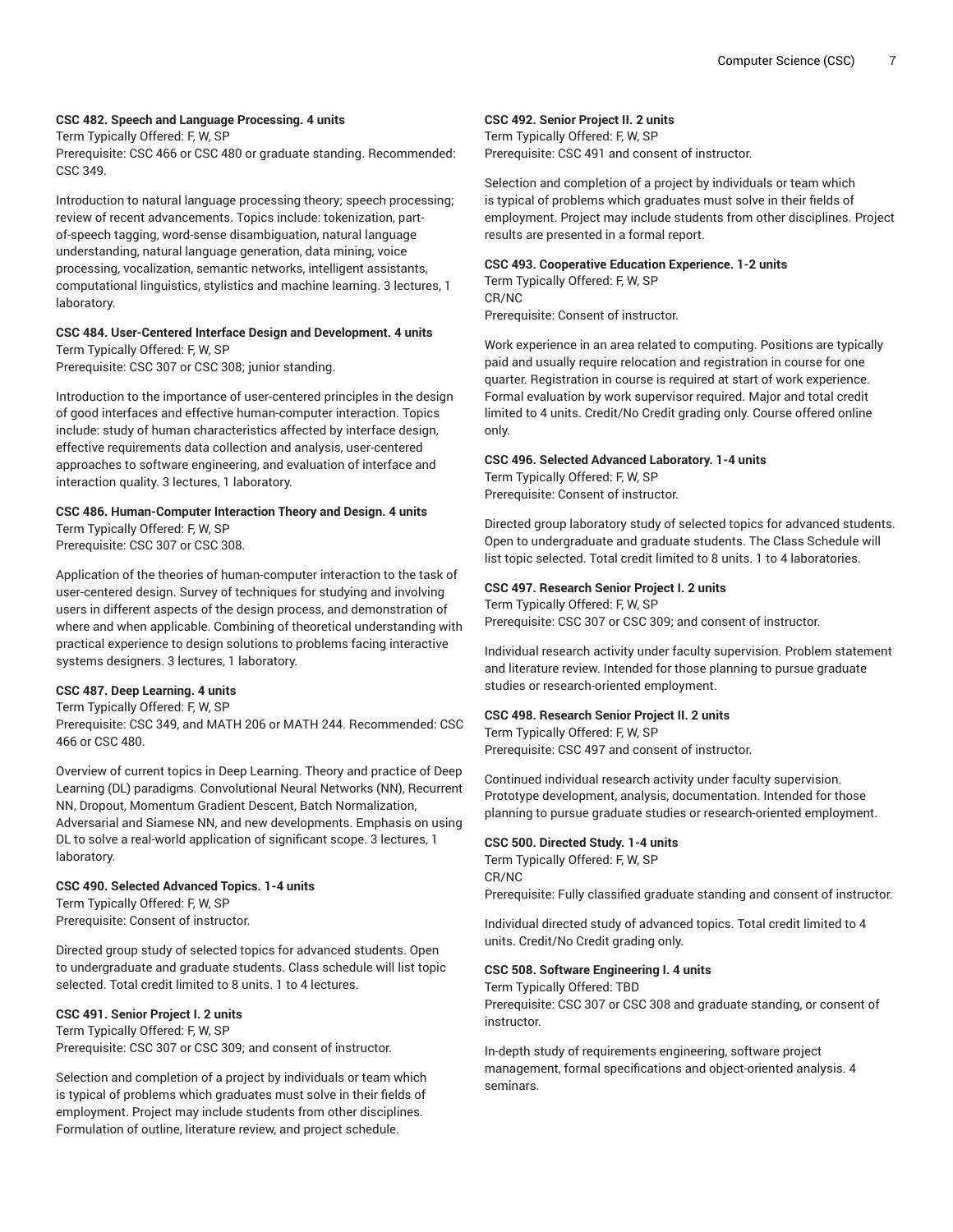**CSC 482. Speech and Language Processing. 4 units**
Term Typically Offered: F, W, SP
Prerequisite: CSC 466 or CSC 480 or graduate standing. Recommended: CSC 349.

Introduction to natural language processing theory; speech processing; review of recent advancements. Topics include: tokenization, part-of-speech tagging, word-sense disambiguation, natural language understanding, natural language generation, data mining, voice processing, vocalization, semantic networks, intelligent assistants, computational linguistics, stylistics and machine learning. 3 lectures, 1 laboratory.

**CSC 484. User-Centered Interface Design and Development. 4 units**
Term Typically Offered: F, W, SP
Prerequisite: CSC 307 or CSC 308; junior standing.

Introduction to the importance of user-centered principles in the design of good interfaces and effective human-computer interaction. Topics include: study of human characteristics affected by interface design, effective requirements data collection and analysis, user-centered approaches to software engineering, and evaluation of interface and interaction quality. 3 lectures, 1 laboratory.

**CSC 486. Human-Computer Interaction Theory and Design. 4 units**
Term Typically Offered: F, W, SP
Prerequisite: CSC 307 or CSC 308.

Application of the theories of human-computer interaction to the task of user-centered design. Survey of techniques for studying and involving users in different aspects of the design process, and demonstration of where and when applicable. Combining of theoretical understanding with practical experience to design solutions to problems facing interactive systems designers. 3 lectures, 1 laboratory.

**CSC 487. Deep Learning. 4 units**
Term Typically Offered: F, W, SP
Prerequisite: CSC 349, and MATH 206 or MATH 244. Recommended: CSC 466 or CSC 480.

Overview of current topics in Deep Learning. Theory and practice of Deep Learning (DL) paradigms. Convolutional Neural Networks (NN), Recurrent NN, Dropout, Momentum Gradient Descent, Batch Normalization, Adversarial and Siamese NN, and new developments. Emphasis on using DL to solve a real-world application of significant scope. 3 lectures, 1 laboratory.

**CSC 490. Selected Advanced Topics. 1-4 units**
Term Typically Offered: F, W, SP
Prerequisite: Consent of instructor.

Directed group study of selected topics for advanced students. Open to undergraduate and graduate students. Class schedule will list topic selected. Total credit limited to 8 units. 1 to 4 lectures.

**CSC 491. Senior Project I. 2 units**
Term Typically Offered: F, W, SP
Prerequisite: CSC 307 or CSC 309; and consent of instructor.

Selection and completion of a project by individuals or team which is typical of problems which graduates must solve in their fields of employment. Project may include students from other disciplines. Formulation of outline, literature review, and project schedule.

**CSC 492. Senior Project II. 2 units**
Term Typically Offered: F, W, SP
Prerequisite: CSC 491 and consent of instructor.

Selection and completion of a project by individuals or team which is typical of problems which graduates must solve in their fields of employment. Project may include students from other disciplines. Project results are presented in a formal report.

**CSC 493. Cooperative Education Experience. 1-2 units**
Term Typically Offered: F, W, SP
CR/NC
Prerequisite: Consent of instructor.

Work experience in an area related to computing. Positions are typically paid and usually require relocation and registration in course for one quarter. Registration in course is required at start of work experience. Formal evaluation by work supervisor required. Major and total credit limited to 4 units. Credit/No Credit grading only. Course offered online only.

**CSC 496. Selected Advanced Laboratory. 1-4 units**
Term Typically Offered: F, W, SP
Prerequisite: Consent of instructor.

Directed group laboratory study of selected topics for advanced students. Open to undergraduate and graduate students. The Class Schedule will list topic selected. Total credit limited to 8 units. 1 to 4 laboratories.

**CSC 497. Research Senior Project I. 2 units**
Term Typically Offered: F, W, SP
Prerequisite: CSC 307 or CSC 309; and consent of instructor.

Individual research activity under faculty supervision. Problem statement and literature review. Intended for those planning to pursue graduate studies or research-oriented employment.

**CSC 498. Research Senior Project II. 2 units**
Term Typically Offered: F, W, SP
Prerequisite: CSC 497 and consent of instructor.

Continued individual research activity under faculty supervision. Prototype development, analysis, documentation. Intended for those planning to pursue graduate studies or research-oriented employment.

**CSC 500. Directed Study. 1-4 units**
Term Typically Offered: F, W, SP
CR/NC
Prerequisite: Fully classified graduate standing and consent of instructor.

Individual directed study of advanced topics. Total credit limited to 4 units. Credit/No Credit grading only.

**CSC 508. Software Engineering I. 4 units**
Term Typically Offered: TBD
Prerequisite: CSC 307 or CSC 308 and graduate standing, or consent of instructor.

In-depth study of requirements engineering, software project management, formal specifications and object-oriented analysis. 4 seminars.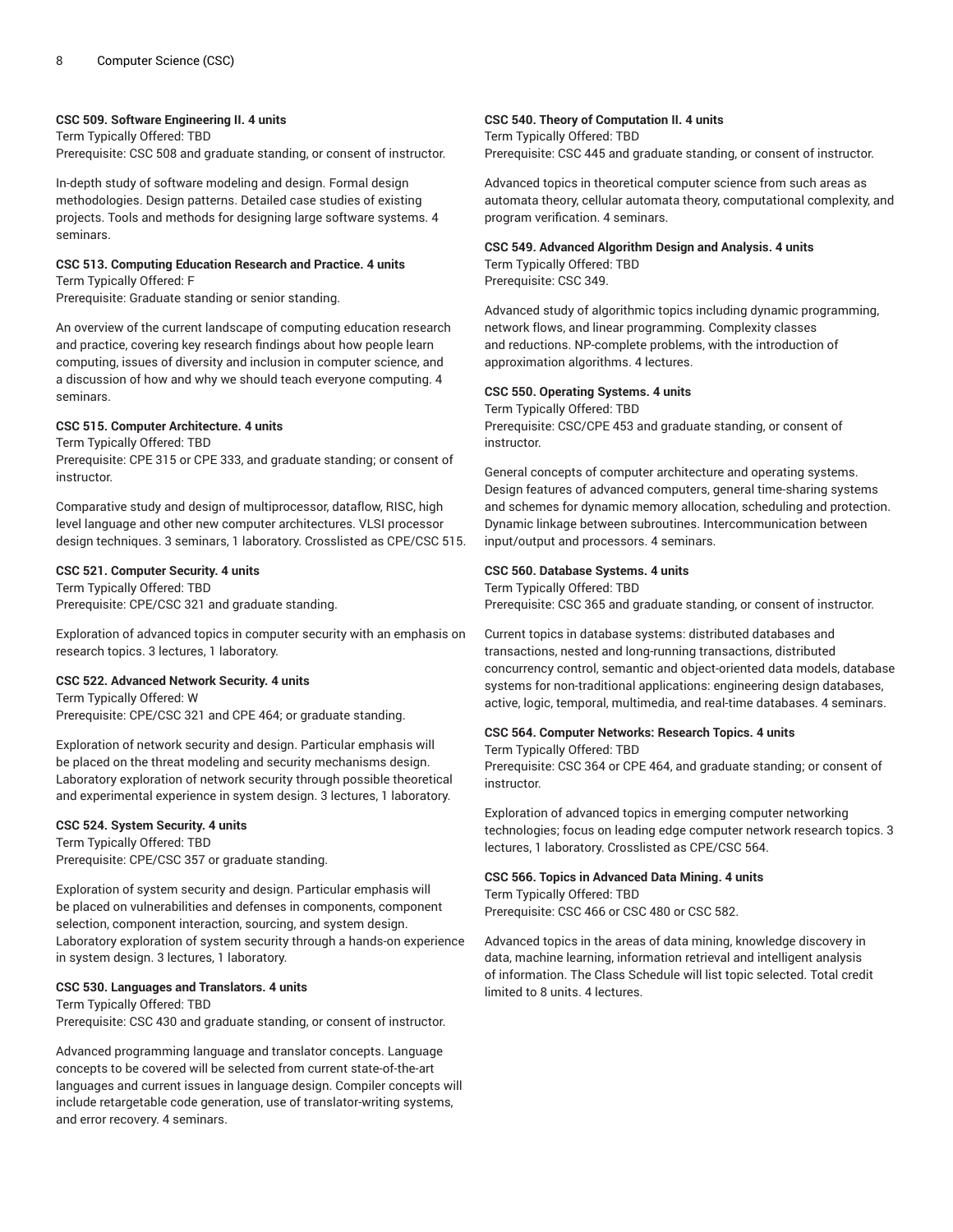**CSC 509. Software Engineering II. 4 units**
Term Typically Offered: TBD
Prerequisite: CSC 508 and graduate standing, or consent of instructor.

In-depth study of software modeling and design. Formal design methodologies. Design patterns. Detailed case studies of existing projects. Tools and methods for designing large software systems. 4 seminars.

**CSC 513. Computing Education Research and Practice. 4 units**
Term Typically Offered: F
Prerequisite: Graduate standing or senior standing.

An overview of the current landscape of computing education research and practice, covering key research findings about how people learn computing, issues of diversity and inclusion in computer science, and a discussion of how and why we should teach everyone computing. 4 seminars.

**CSC 515. Computer Architecture. 4 units**
Term Typically Offered: TBD
Prerequisite: CPE 315 or CPE 333, and graduate standing; or consent of instructor.

Comparative study and design of multiprocessor, dataflow, RISC, high level language and other new computer architectures. VLSI processor design techniques. 3 seminars, 1 laboratory. Crosslisted as CPE/CSC 515.

**CSC 521. Computer Security. 4 units**
Term Typically Offered: TBD
Prerequisite: CPE/CSC 321 and graduate standing.

Exploration of advanced topics in computer security with an emphasis on research topics. 3 lectures, 1 laboratory.

**CSC 522. Advanced Network Security. 4 units**
Term Typically Offered: W
Prerequisite: CPE/CSC 321 and CPE 464; or graduate standing.

Exploration of network security and design. Particular emphasis will be placed on the threat modeling and security mechanisms design. Laboratory exploration of network security through possible theoretical and experimental experience in system design. 3 lectures, 1 laboratory.

**CSC 524. System Security. 4 units**
Term Typically Offered: TBD
Prerequisite: CPE/CSC 357 or graduate standing.

Exploration of system security and design. Particular emphasis will be placed on vulnerabilities and defenses in components, component selection, component interaction, sourcing, and system design. Laboratory exploration of system security through a hands-on experience in system design. 3 lectures, 1 laboratory.

**CSC 530. Languages and Translators. 4 units**
Term Typically Offered: TBD
Prerequisite: CSC 430 and graduate standing, or consent of instructor.

Advanced programming language and translator concepts. Language concepts to be covered will be selected from current state-of-the-art languages and current issues in language design. Compiler concepts will include retargetable code generation, use of translator-writing systems, and error recovery. 4 seminars.

**CSC 540. Theory of Computation II. 4 units**
Term Typically Offered: TBD
Prerequisite: CSC 445 and graduate standing, or consent of instructor.

Advanced topics in theoretical computer science from such areas as automata theory, cellular automata theory, computational complexity, and program verification. 4 seminars.

**CSC 549. Advanced Algorithm Design and Analysis. 4 units**
Term Typically Offered: TBD
Prerequisite: CSC 349.

Advanced study of algorithmic topics including dynamic programming, network flows, and linear programming. Complexity classes and reductions. NP-complete problems, with the introduction of approximation algorithms. 4 lectures.

**CSC 550. Operating Systems. 4 units**
Term Typically Offered: TBD
Prerequisite: CSC/CPE 453 and graduate standing, or consent of instructor.

General concepts of computer architecture and operating systems. Design features of advanced computers, general time-sharing systems and schemes for dynamic memory allocation, scheduling and protection. Dynamic linkage between subroutines. Intercommunication between input/output and processors. 4 seminars.

**CSC 560. Database Systems. 4 units**
Term Typically Offered: TBD
Prerequisite: CSC 365 and graduate standing, or consent of instructor.

Current topics in database systems: distributed databases and transactions, nested and long-running transactions, distributed concurrency control, semantic and object-oriented data models, database systems for non-traditional applications: engineering design databases, active, logic, temporal, multimedia, and real-time databases. 4 seminars.

**CSC 564. Computer Networks: Research Topics. 4 units**
Term Typically Offered: TBD
Prerequisite: CSC 364 or CPE 464, and graduate standing; or consent of instructor.

Exploration of advanced topics in emerging computer networking technologies; focus on leading edge computer network research topics. 3 lectures, 1 laboratory. Crosslisted as CPE/CSC 564.

**CSC 566. Topics in Advanced Data Mining. 4 units**
Term Typically Offered: TBD
Prerequisite: CSC 466 or CSC 480 or CSC 582.

Advanced topics in the areas of data mining, knowledge discovery in data, machine learning, information retrieval and intelligent analysis of information. The Class Schedule will list topic selected. Total credit limited to 8 units. 4 lectures.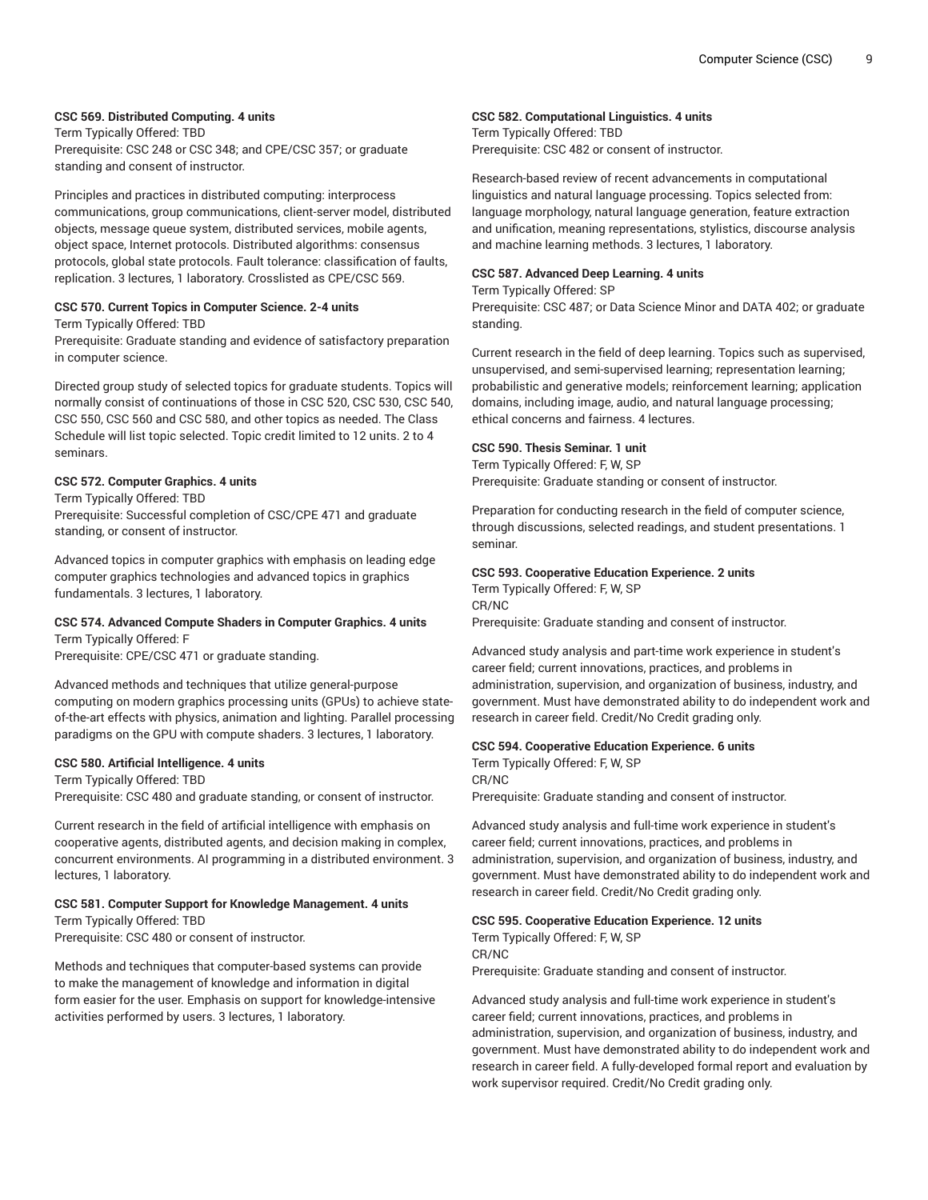**CSC 569. Distributed Computing. 4 units**

Term Typically Offered: TBD

Prerequisite: CSC 248 or CSC 348; and CPE/CSC 357; or graduate standing and consent of instructor.

Principles and practices in distributed computing: interprocess communications, group communications, client-server model, distributed objects, message queue system, distributed services, mobile agents, object space, Internet protocols. Distributed algorithms: consensus protocols, global state protocols. Fault tolerance: classification of faults, replication. 3 lectures, 1 laboratory. Crosslisted as CPE/CSC 569.

**CSC 570. Current Topics in Computer Science. 2-4 units**

Term Typically Offered: TBD

Prerequisite: Graduate standing and evidence of satisfactory preparation in computer science.

Directed group study of selected topics for graduate students. Topics will normally consist of continuations of those in CSC 520, CSC 530, CSC 540, CSC 550, CSC 560 and CSC 580, and other topics as needed. The Class Schedule will list topic selected. Topic credit limited to 12 units. 2 to 4 seminars.

**CSC 572. Computer Graphics. 4 units**

Term Typically Offered: TBD

Prerequisite: Successful completion of CSC/CPE 471 and graduate standing, or consent of instructor.

Advanced topics in computer graphics with emphasis on leading edge computer graphics technologies and advanced topics in graphics fundamentals. 3 lectures, 1 laboratory.

**CSC 574. Advanced Compute Shaders in Computer Graphics. 4 units**

Term Typically Offered: F

Prerequisite: CPE/CSC 471 or graduate standing.

Advanced methods and techniques that utilize general-purpose computing on modern graphics processing units (GPUs) to achieve state-of-the-art effects with physics, animation and lighting. Parallel processing paradigms on the GPU with compute shaders. 3 lectures, 1 laboratory.

**CSC 580. Artificial Intelligence. 4 units**

Term Typically Offered: TBD

Prerequisite: CSC 480 and graduate standing, or consent of instructor.

Current research in the field of artificial intelligence with emphasis on cooperative agents, distributed agents, and decision making in complex, concurrent environments. AI programming in a distributed environment. 3 lectures, 1 laboratory.

**CSC 581. Computer Support for Knowledge Management. 4 units**

Term Typically Offered: TBD

Prerequisite: CSC 480 or consent of instructor.

Methods and techniques that computer-based systems can provide to make the management of knowledge and information in digital form easier for the user. Emphasis on support for knowledge-intensive activities performed by users. 3 lectures, 1 laboratory.

**CSC 582. Computational Linguistics. 4 units**

Term Typically Offered: TBD

Prerequisite: CSC 482 or consent of instructor.

Research-based review of recent advancements in computational linguistics and natural language processing. Topics selected from: language morphology, natural language generation, feature extraction and unification, meaning representations, stylistics, discourse analysis and machine learning methods. 3 lectures, 1 laboratory.

**CSC 587. Advanced Deep Learning. 4 units**

Term Typically Offered: SP

Prerequisite: CSC 487; or Data Science Minor and DATA 402; or graduate standing.

Current research in the field of deep learning. Topics such as supervised, unsupervised, and semi-supervised learning; representation learning; probabilistic and generative models; reinforcement learning; application domains, including image, audio, and natural language processing; ethical concerns and fairness. 4 lectures.

**CSC 590. Thesis Seminar. 1 unit**

Term Typically Offered: F, W, SP

Prerequisite: Graduate standing or consent of instructor.

Preparation for conducting research in the field of computer science, through discussions, selected readings, and student presentations. 1 seminar.

**CSC 593. Cooperative Education Experience. 2 units**

Term Typically Offered: F, W, SP

CR/NC

Prerequisite: Graduate standing and consent of instructor.

Advanced study analysis and part-time work experience in student's career field; current innovations, practices, and problems in administration, supervision, and organization of business, industry, and government. Must have demonstrated ability to do independent work and research in career field. Credit/No Credit grading only.

**CSC 594. Cooperative Education Experience. 6 units**

Term Typically Offered: F, W, SP

CR/NC

Prerequisite: Graduate standing and consent of instructor.

Advanced study analysis and full-time work experience in student's career field; current innovations, practices, and problems in administration, supervision, and organization of business, industry, and government. Must have demonstrated ability to do independent work and research in career field. Credit/No Credit grading only.

**CSC 595. Cooperative Education Experience. 12 units**

Term Typically Offered: F, W, SP

CR/NC

Prerequisite: Graduate standing and consent of instructor.

Advanced study analysis and full-time work experience in student's career field; current innovations, practices, and problems in administration, supervision, and organization of business, industry, and government. Must have demonstrated ability to do independent work and research in career field. A fully-developed formal report and evaluation by work supervisor required. Credit/No Credit grading only.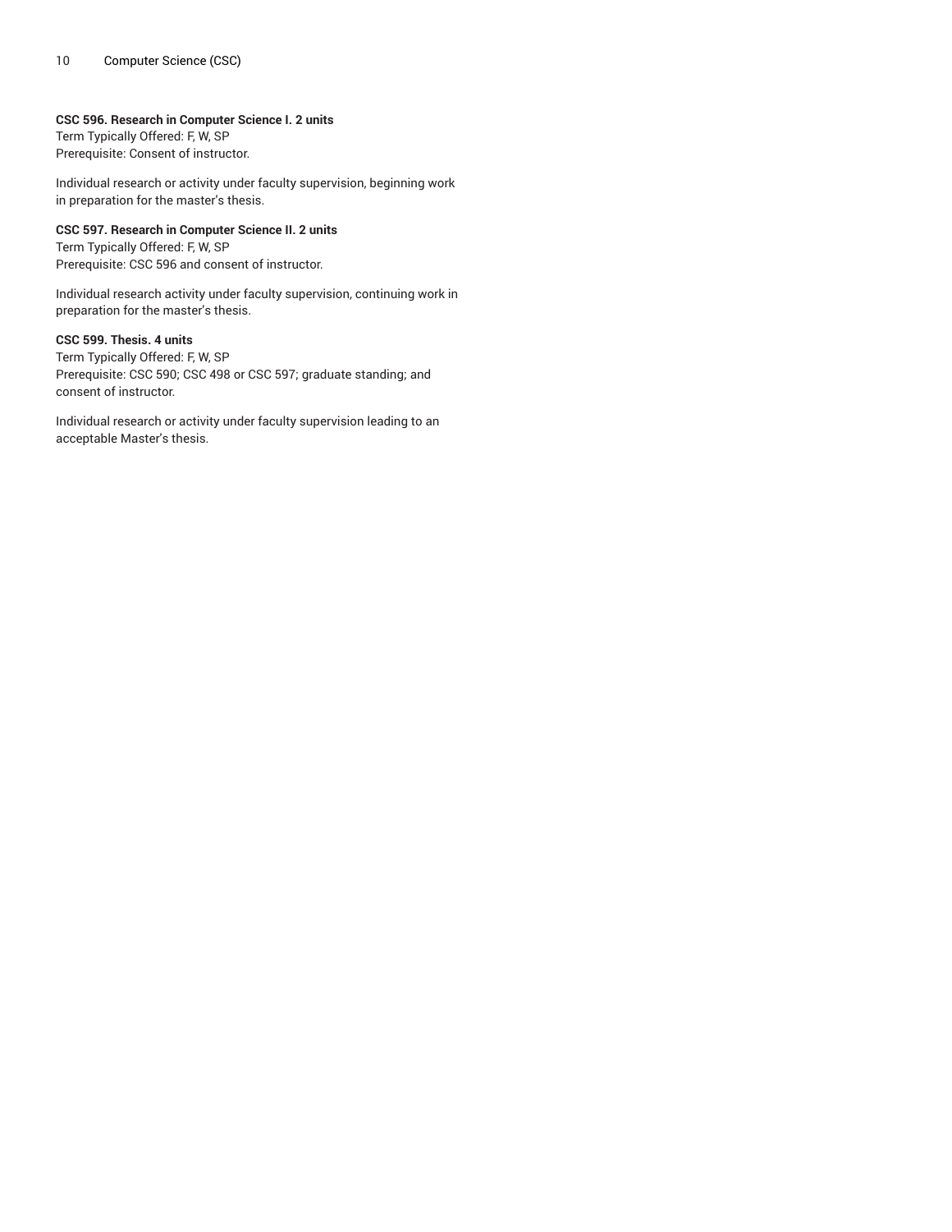**CSC 596. Research in Computer Science I. 2 units**
Term Typically Offered: F, W, SP
Prerequisite: Consent of instructor.

Individual research or activity under faculty supervision, beginning work in preparation for the master's thesis.

**CSC 597. Research in Computer Science II. 2 units**
Term Typically Offered: F, W, SP
Prerequisite: CSC 596 and consent of instructor.

Individual research activity under faculty supervision, continuing work in preparation for the master's thesis.

**CSC 599. Thesis. 4 units**
Term Typically Offered: F, W, SP
Prerequisite: CSC 590; CSC 498 or CSC 597; graduate standing; and consent of instructor.

Individual research or activity under faculty supervision leading to an acceptable Master's thesis.